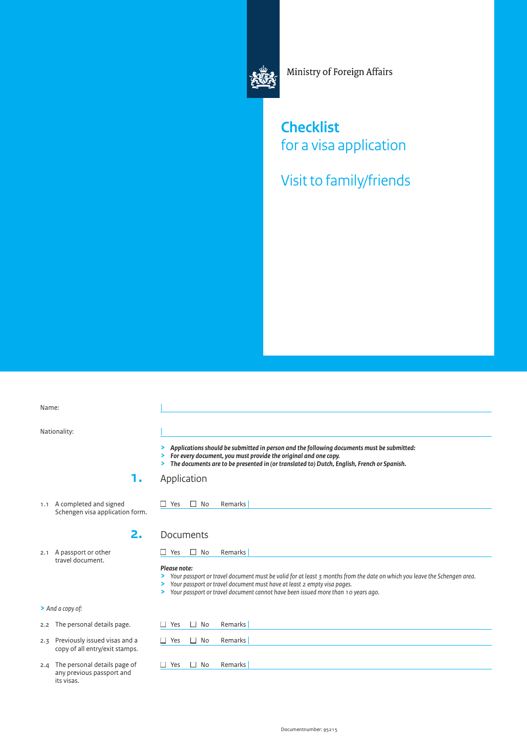Ministry of Foreign Affairs

# Checklist

## for a visa application

## Visit to family/friends

Name:

Nationality:

- ***Applications should be submitted in person and the following documents must be submitted:***
- ***For every document, you must provide the original and one copy.***
- ***The documents are to be presented in (or translated to) Dutch, English, French or Spanish.***

## 1. Application

1.1 A completed and signed Schengen visa application form. ☐ Yes ☐ No Remarks

## 2. Documents

2.1 A passport or other travel document. ☐ Yes ☐ No Remarks

***Please note:***

- *Your passport or travel document must be valid for at least 3 months from the date on which you leave the Schengen area.*
- *Your passport or travel document must have at least 2 empty visa pages.*
- *Your passport or travel document cannot have been issued more than 10 years ago.*

> *And a copy of:*

2.2 The personal details page. ☐ Yes ☐ No Remarks

2.3 Previously issued visas and a copy of all entry/exit stamps. ☐ Yes ☐ No Remarks

2.4 The personal details page of any previous passport and its visas. ☐ Yes ☐ No Remarks

Documentnumber: 95215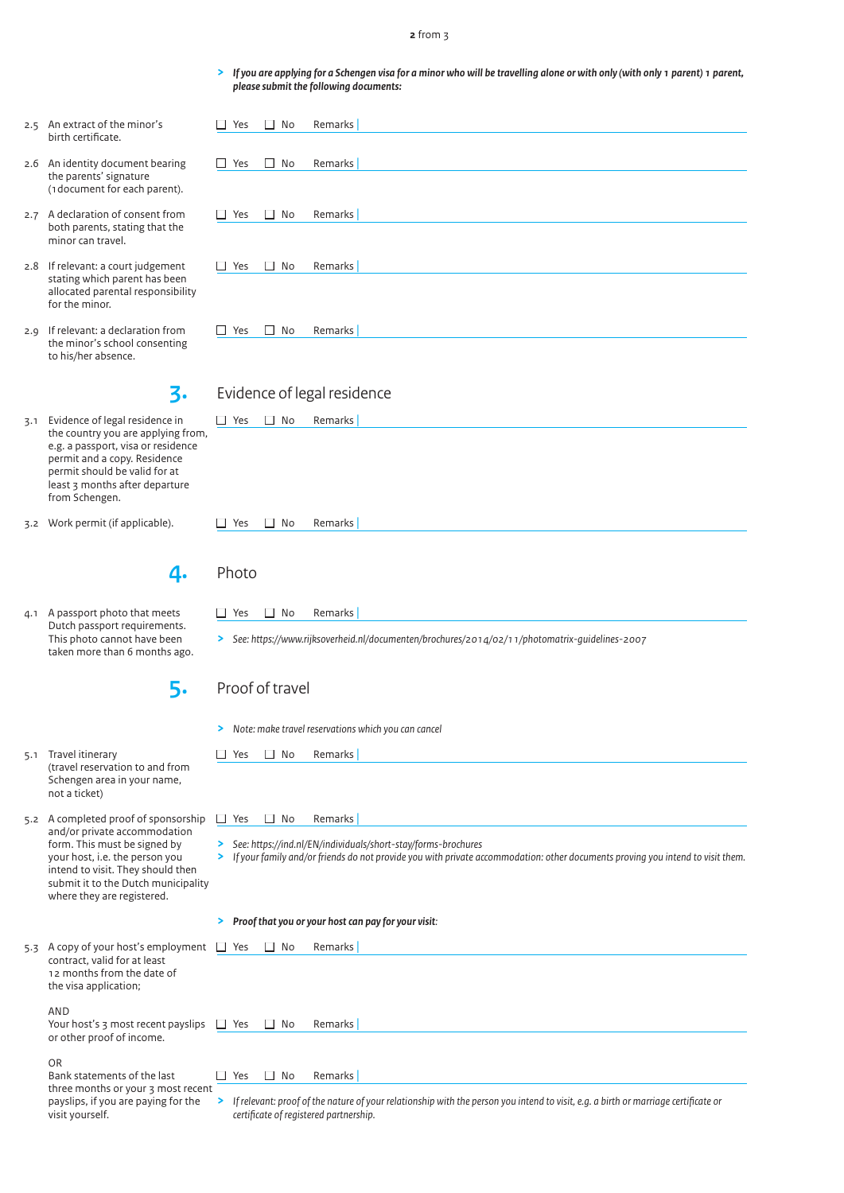> ***If you are applying for a Schengen visa for a minor who will be travelling alone or with only (with only 1 parent) 1 parent, please submit the following documents:***

2.5 An extract of the minor's birth certificate. ☐ Yes ☐ No Remarks

2.6 An identity document bearing the parents' signature (1 document for each parent). ☐ Yes ☐ No Remarks

2.7 A declaration of consent from both parents, stating that the minor can travel. ☐ Yes ☐ No Remarks

2.8 If relevant: a court judgement stating which parent has been allocated parental responsibility for the minor. ☐ Yes ☐ No Remarks

2.9 If relevant: a declaration from the minor's school consenting to his/her absence. ☐ Yes ☐ No Remarks

## 3. Evidence of legal residence

3.1 Evidence of legal residence in the country you are applying from, e.g. a passport, visa or residence permit and a copy. Residence permit should be valid for at least 3 months after departure from Schengen. ☐ Yes ☐ No Remarks

3.2 Work permit (if applicable). ☐ Yes ☐ No Remarks

## 4. Photo

4.1 A passport photo that meets Dutch passport requirements. This photo cannot have been taken more than 6 months ago. ☐ Yes ☐ No Remarks

> *See: https://www.rijksoverheid.nl/documenten/brochures/2014/02/11/photomatrix-guidelines-2007*

## 5. Proof of travel

> *Note: make travel reservations which you can cancel*

5.1 Travel itinerary (travel reservation to and from Schengen area in your name, not a ticket) ☐ Yes ☐ No Remarks

5.2 A completed proof of sponsorship and/or private accommodation form. This must be signed by your host, i.e. the person you intend to visit. They should then submit it to the Dutch municipality where they are registered. ☐ Yes ☐ No Remarks

> *See: https://ind.nl/EN/individuals/short-stay/forms-brochures*
>
> *If your family and/or friends do not provide you with private accommodation: other documents proving you intend to visit them.*

> ***Proof that you or your host can pay for your visit:***

5.3 A copy of your host's employment contract, valid for at least 12 months from the date of the visa application; ☐ Yes ☐ No Remarks

AND
Your host's 3 most recent payslips or other proof of income. ☐ Yes ☐ No Remarks

OR
Bank statements of the last three months or your 3 most recent payslips, if you are paying for the visit yourself. ☐ Yes ☐ No Remarks

> *If relevant: proof of the nature of your relationship with the person you intend to visit, e.g. a birth or marriage certificate or certificate of registered partnership.*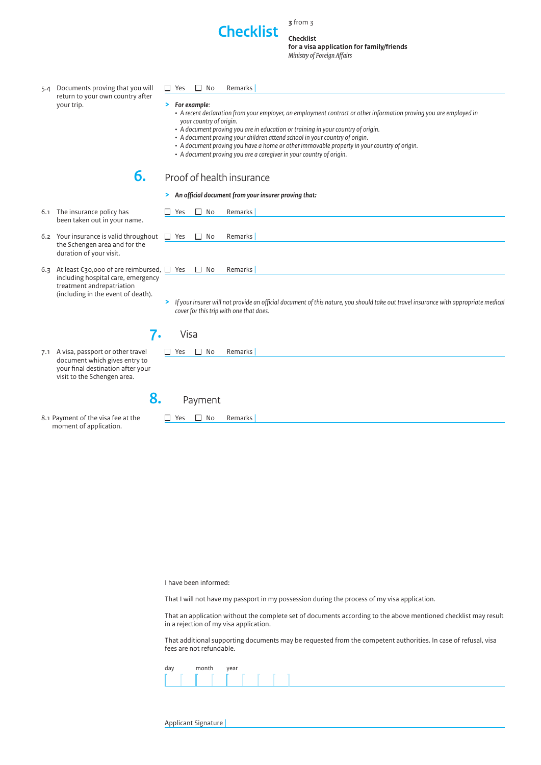# Checklist

**Checklist**
**for a visa application for family/friends**
*Ministry of Foreign Affairs*

5.4 Documents proving that you will return to your own country after your trip.

☐ Yes ☐ No Remarks

> ***For example***:
> - *A recent declaration from your employer, an employment contract or other information proving you are employed in your country of origin.*
> - *A document proving you are in education or training in your country of origin.*
> - *A document proving your children attend school in your country of origin.*
> - *A document proving you have a home or other immovable property in your country of origin.*
> - *A document proving you are a caregiver in your country of origin.*

## 6. Proof of health insurance

> ***An official document from your insurer proving that:***

6.1 The insurance policy has been taken out in your name.

☐ Yes ☐ No Remarks

6.2 Your insurance is valid throughout the Schengen area and for the duration of your visit.

☐ Yes ☐ No Remarks

6.3 At least €30,000 of are reimbursed, including hospital care, emergency treatment andrepatriation (including in the event of death).

☐ Yes ☐ No Remarks

> *If your insurer will not provide an official document of this nature, you should take out travel insurance with appropriate medical cover for this trip with one that does.*

## 7. Visa

7.1 A visa, passport or other travel document which gives entry to your final destination after your visit to the Schengen area.

☐ Yes ☐ No Remarks

## 8. Payment

8.1 Payment of the visa fee at the moment of application.

☐ Yes ☐ No Remarks

I have been informed:

That I will not have my passport in my possession during the process of my visa application.

That an application without the complete set of documents according to the above mentioned checklist may result in a rejection of my visa application.

That additional supporting documents may be requested from the competent authorities. In case of refusal, visa fees are not refundable.

day month year

Applicant Signature